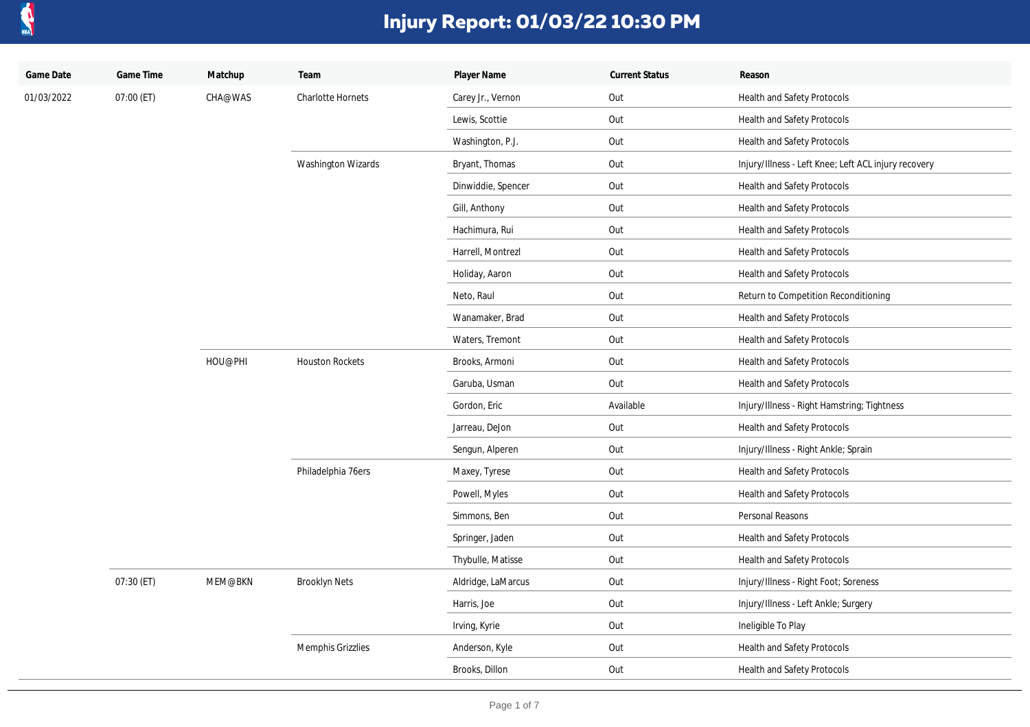# Injury Report: 01/03/22 10:30 PM

| Game Date | Game Time | Matchup | Team | Player Name | Current Status | Reason |
| --- | --- | --- | --- | --- | --- | --- |
| 01/03/2022 | 07:00 (ET) | CHA@WAS | Charlotte Hornets | Carey Jr., Vernon | Out | Health and Safety Protocols |
| | | | | Lewis, Scottie | Out | Health and Safety Protocols |
| | | | | Washington, P.J. | Out | Health and Safety Protocols |
| | | | Washington Wizards | Bryant, Thomas | Out | Injury/Illness - Left Knee; Left ACL injury recovery |
| | | | | Dinwiddie, Spencer | Out | Health and Safety Protocols |
| | | | | Gill, Anthony | Out | Health and Safety Protocols |
| | | | | Hachimura, Rui | Out | Health and Safety Protocols |
| | | | | Harrell, Montrezl | Out | Health and Safety Protocols |
| | | | | Holiday, Aaron | Out | Health and Safety Protocols |
| | | | | Neto, Raul | Out | Return to Competition Reconditioning |
| | | | | Wanamaker, Brad | Out | Health and Safety Protocols |
| | | | | Waters, Tremont | Out | Health and Safety Protocols |
| | | HOU@PHI | Houston Rockets | Brooks, Armoni | Out | Health and Safety Protocols |
| | | | | Garuba, Usman | Out | Health and Safety Protocols |
| | | | | Gordon, Eric | Available | Injury/Illness - Right Hamstring; Tightness |
| | | | | Jarreau, DeJon | Out | Health and Safety Protocols |
| | | | | Sengun, Alperen | Out | Injury/Illness - Right Ankle; Sprain |
| | | | Philadelphia 76ers | Maxey, Tyrese | Out | Health and Safety Protocols |
| | | | | Powell, Myles | Out | Health and Safety Protocols |
| | | | | Simmons, Ben | Out | Personal Reasons |
| | | | | Springer, Jaden | Out | Health and Safety Protocols |
| | | | | Thybulle, Matisse | Out | Health and Safety Protocols |
| | 07:30 (ET) | MEM@BKN | Brooklyn Nets | Aldridge, LaMarcus | Out | Injury/Illness - Right Foot; Soreness |
| | | | | Harris, Joe | Out | Injury/Illness - Left Ankle; Surgery |
| | | | | Irving, Kyrie | Out | Ineligible To Play |
| | | | Memphis Grizzlies | Anderson, Kyle | Out | Health and Safety Protocols |
| | | | | Brooks, Dillon | Out | Health and Safety Protocols |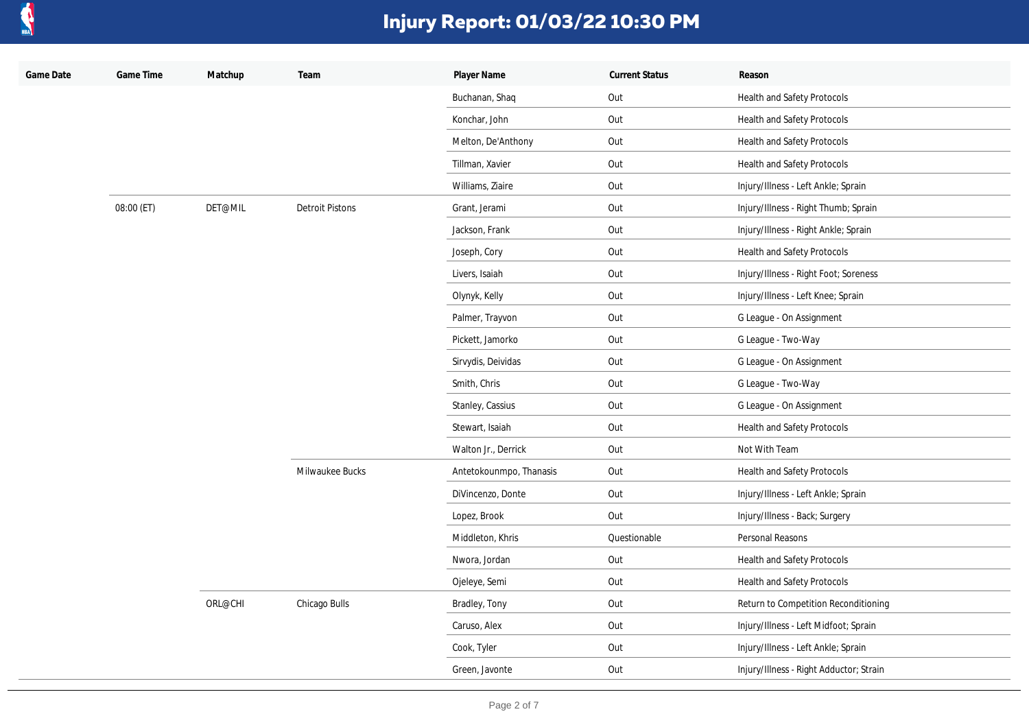# Injury Report: 01/03/22 10:30 PM

| Game Date | Game Time | Matchup | Team | Player Name | Current Status | Reason |
|---|---|---|---|---|---|---|
| | | | | Buchanan, Shaq | Out | Health and Safety Protocols |
| | | | | Konchar, John | Out | Health and Safety Protocols |
| | | | | Melton, De'Anthony | Out | Health and Safety Protocols |
| | | | | Tillman, Xavier | Out | Health and Safety Protocols |
| | | | | Williams, Ziaire | Out | Injury/Illness - Left Ankle; Sprain |
| | 08:00 (ET) | DET@MIL | Detroit Pistons | Grant, Jerami | Out | Injury/Illness - Right Thumb; Sprain |
| | | | | Jackson, Frank | Out | Injury/Illness - Right Ankle; Sprain |
| | | | | Joseph, Cory | Out | Health and Safety Protocols |
| | | | | Livers, Isaiah | Out | Injury/Illness - Right Foot; Soreness |
| | | | | Olynyk, Kelly | Out | Injury/Illness - Left Knee; Sprain |
| | | | | Palmer, Trayvon | Out | G League - On Assignment |
| | | | | Pickett, Jamorko | Out | G League - Two-Way |
| | | | | Sirvydis, Deividas | Out | G League - On Assignment |
| | | | | Smith, Chris | Out | G League - Two-Way |
| | | | | Stanley, Cassius | Out | G League - On Assignment |
| | | | | Stewart, Isaiah | Out | Health and Safety Protocols |
| | | | | Walton Jr., Derrick | Out | Not With Team |
| | | | Milwaukee Bucks | Antetokounmpo, Thanasis | Out | Health and Safety Protocols |
| | | | | DiVincenzo, Donte | Out | Injury/Illness - Left Ankle; Sprain |
| | | | | Lopez, Brook | Out | Injury/Illness - Back; Surgery |
| | | | | Middleton, Khris | Questionable | Personal Reasons |
| | | | | Nwora, Jordan | Out | Health and Safety Protocols |
| | | | | Ojeleye, Semi | Out | Health and Safety Protocols |
| | | ORL@CHI | Chicago Bulls | Bradley, Tony | Out | Return to Competition Reconditioning |
| | | | | Caruso, Alex | Out | Injury/Illness - Left Midfoot; Sprain |
| | | | | Cook, Tyler | Out | Injury/Illness - Left Ankle; Sprain |
| | | | | Green, Javonte | Out | Injury/Illness - Right Adductor; Strain |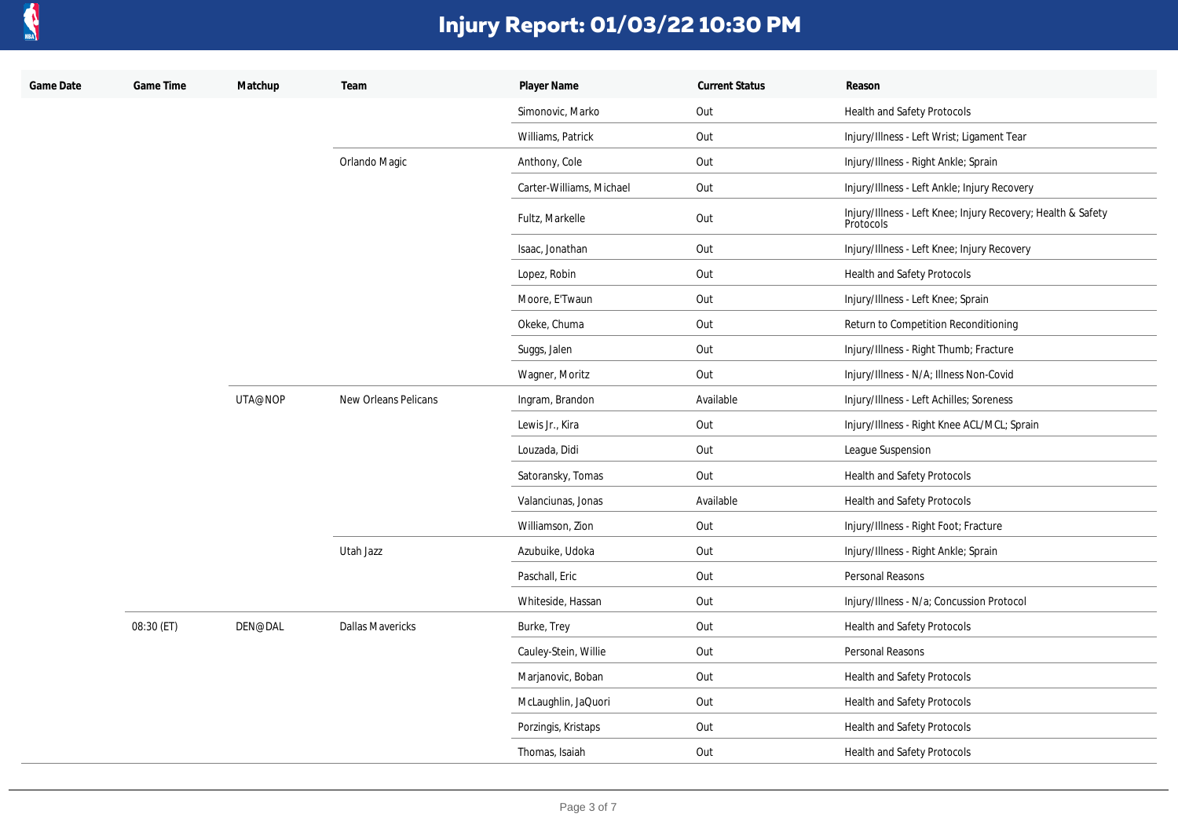# Injury Report: 01/03/22 10:30 PM

| Game Date | Game Time | Matchup | Team | Player Name | Current Status | Reason |
| --- | --- | --- | --- | --- | --- | --- |
| | | | | Simonovic, Marko | Out | Health and Safety Protocols |
| | | | | Williams, Patrick | Out | Injury/Illness - Left Wrist; Ligament Tear |
| | | | Orlando Magic | Anthony, Cole | Out | Injury/Illness - Right Ankle; Sprain |
| | | | | Carter-Williams, Michael | Out | Injury/Illness - Left Ankle; Injury Recovery |
| | | | | Fultz, Markelle | Out | Injury/Illness - Left Knee; Injury Recovery; Health & Safety Protocols |
| | | | | Isaac, Jonathan | Out | Injury/Illness - Left Knee; Injury Recovery |
| | | | | Lopez, Robin | Out | Health and Safety Protocols |
| | | | | Moore, E'Twaun | Out | Injury/Illness - Left Knee; Sprain |
| | | | | Okeke, Chuma | Out | Return to Competition Reconditioning |
| | | | | Suggs, Jalen | Out | Injury/Illness - Right Thumb; Fracture |
| | | | | Wagner, Moritz | Out | Injury/Illness - N/A; Illness Non-Covid |
| | | UTA@NOP | New Orleans Pelicans | Ingram, Brandon | Available | Injury/Illness - Left Achilles; Soreness |
| | | | | Lewis Jr., Kira | Out | Injury/Illness - Right Knee ACL/MCL; Sprain |
| | | | | Louzada, Didi | Out | League Suspension |
| | | | | Satoransky, Tomas | Out | Health and Safety Protocols |
| | | | | Valanciunas, Jonas | Available | Health and Safety Protocols |
| | | | | Williamson, Zion | Out | Injury/Illness - Right Foot; Fracture |
| | | | Utah Jazz | Azubuike, Udoka | Out | Injury/Illness - Right Ankle; Sprain |
| | | | | Paschall, Eric | Out | Personal Reasons |
| | | | | Whiteside, Hassan | Out | Injury/Illness - N/a; Concussion Protocol |
| | 08:30 (ET) | DEN@DAL | Dallas Mavericks | Burke, Trey | Out | Health and Safety Protocols |
| | | | | Cauley-Stein, Willie | Out | Personal Reasons |
| | | | | Marjanovic, Boban | Out | Health and Safety Protocols |
| | | | | McLaughlin, JaQuori | Out | Health and Safety Protocols |
| | | | | Porzingis, Kristaps | Out | Health and Safety Protocols |
| | | | | Thomas, Isaiah | Out | Health and Safety Protocols |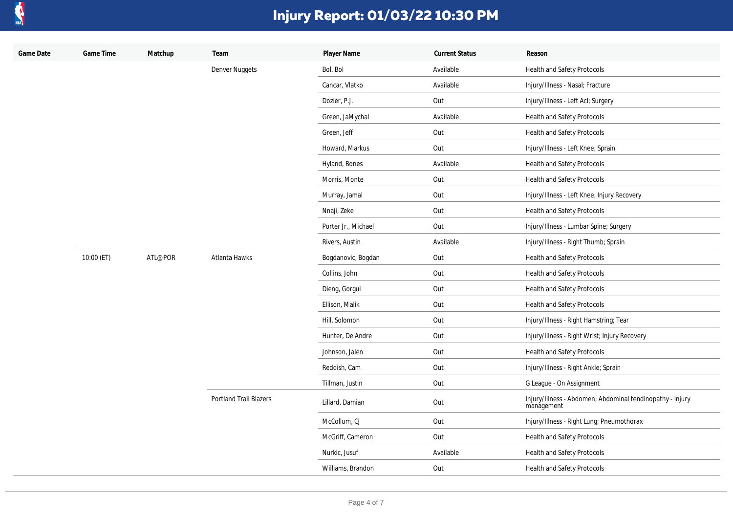# Injury Report: 01/03/22 10:30 PM

| Game Date | Game Time | Matchup | Team | Player Name | Current Status | Reason |
|---|---|---|---|---|---|---|
| | | | Denver Nuggets | Bol, Bol | Available | Health and Safety Protocols |
| | | | | Cancar, Vlatko | Available | Injury/Illness - Nasal; Fracture |
| | | | | Dozier, P.J. | Out | Injury/Illness - Left Acl; Surgery |
| | | | | Green, JaMychal | Available | Health and Safety Protocols |
| | | | | Green, Jeff | Out | Health and Safety Protocols |
| | | | | Howard, Markus | Out | Injury/Illness - Left Knee; Sprain |
| | | | | Hyland, Bones | Available | Health and Safety Protocols |
| | | | | Morris, Monte | Out | Health and Safety Protocols |
| | | | | Murray, Jamal | Out | Injury/Illness - Left Knee; Injury Recovery |
| | | | | Nnaji, Zeke | Out | Health and Safety Protocols |
| | | | | Porter Jr., Michael | Out | Injury/Illness - Lumbar Spine; Surgery |
| | | | | Rivers, Austin | Available | Injury/Illness - Right Thumb; Sprain |
| | 10:00 (ET) | ATL@POR | Atlanta Hawks | Bogdanovic, Bogdan | Out | Health and Safety Protocols |
| | | | | Collins, John | Out | Health and Safety Protocols |
| | | | | Dieng, Gorgui | Out | Health and Safety Protocols |
| | | | | Ellison, Malik | Out | Health and Safety Protocols |
| | | | | Hill, Solomon | Out | Injury/Illness - Right Hamstring; Tear |
| | | | | Hunter, De'Andre | Out | Injury/Illness - Right Wrist; Injury Recovery |
| | | | | Johnson, Jalen | Out | Health and Safety Protocols |
| | | | | Reddish, Cam | Out | Injury/Illness - Right Ankle; Sprain |
| | | | | Tillman, Justin | Out | G League - On Assignment |
| | | | Portland Trail Blazers | Lillard, Damian | Out | Injury/Illness - Abdomen; Abdominal tendinopathy - injury management |
| | | | | McCollum, CJ | Out | Injury/Illness - Right Lung; Pneumothorax |
| | | | | McGriff, Cameron | Out | Health and Safety Protocols |
| | | | | Nurkic, Jusuf | Available | Health and Safety Protocols |
| | | | | Williams, Brandon | Out | Health and Safety Protocols |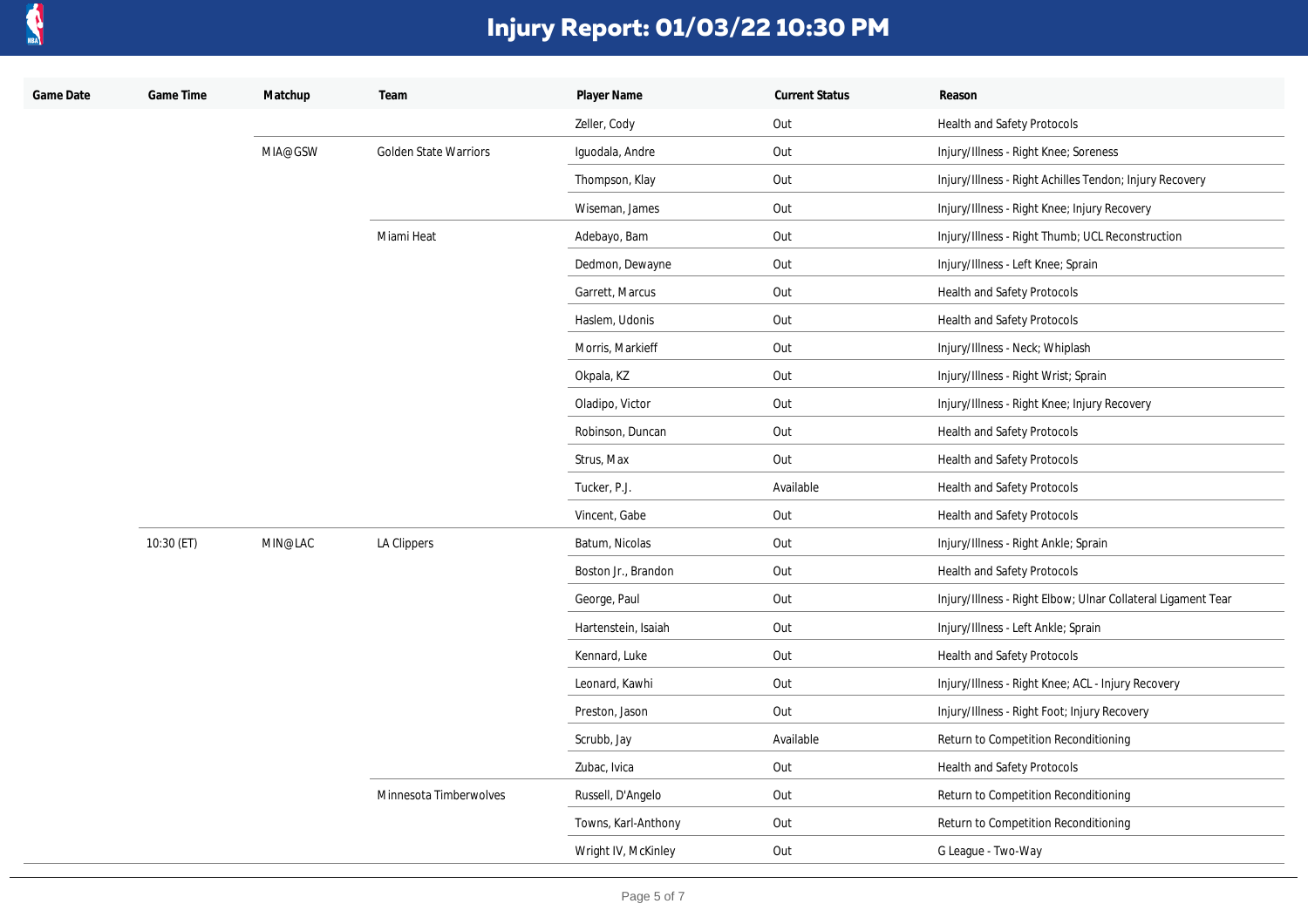# Injury Report: 01/03/22 10:30 PM

| Game Date | Game Time | Matchup | Team | Player Name | Current Status | Reason |
|---|---|---|---|---|---|---|
| | | | | Zeller, Cody | Out | Health and Safety Protocols |
| | | MIA@GSW | Golden State Warriors | Iguodala, Andre | Out | Injury/Illness - Right Knee; Soreness |
| | | | | Thompson, Klay | Out | Injury/Illness - Right Achilles Tendon; Injury Recovery |
| | | | | Wiseman, James | Out | Injury/Illness - Right Knee; Injury Recovery |
| | | | Miami Heat | Adebayo, Bam | Out | Injury/Illness - Right Thumb; UCL Reconstruction |
| | | | | Dedmon, Dewayne | Out | Injury/Illness - Left Knee; Sprain |
| | | | | Garrett, Marcus | Out | Health and Safety Protocols |
| | | | | Haslem, Udonis | Out | Health and Safety Protocols |
| | | | | Morris, Markieff | Out | Injury/Illness - Neck; Whiplash |
| | | | | Okpala, KZ | Out | Injury/Illness - Right Wrist; Sprain |
| | | | | Oladipo, Victor | Out | Injury/Illness - Right Knee; Injury Recovery |
| | | | | Robinson, Duncan | Out | Health and Safety Protocols |
| | | | | Strus, Max | Out | Health and Safety Protocols |
| | | | | Tucker, P.J. | Available | Health and Safety Protocols |
| | | | | Vincent, Gabe | Out | Health and Safety Protocols |
| | 10:30 (ET) | MIN@LAC | LA Clippers | Batum, Nicolas | Out | Injury/Illness - Right Ankle; Sprain |
| | | | | Boston Jr., Brandon | Out | Health and Safety Protocols |
| | | | | George, Paul | Out | Injury/Illness - Right Elbow; Ulnar Collateral Ligament Tear |
| | | | | Hartenstein, Isaiah | Out | Injury/Illness - Left Ankle; Sprain |
| | | | | Kennard, Luke | Out | Health and Safety Protocols |
| | | | | Leonard, Kawhi | Out | Injury/Illness - Right Knee; ACL - Injury Recovery |
| | | | | Preston, Jason | Out | Injury/Illness - Right Foot; Injury Recovery |
| | | | | Scrubb, Jay | Available | Return to Competition Reconditioning |
| | | | | Zubac, Ivica | Out | Health and Safety Protocols |
| | | | Minnesota Timberwolves | Russell, D'Angelo | Out | Return to Competition Reconditioning |
| | | | | Towns, Karl-Anthony | Out | Return to Competition Reconditioning |
| | | | | Wright IV, McKinley | Out | G League - Two-Way |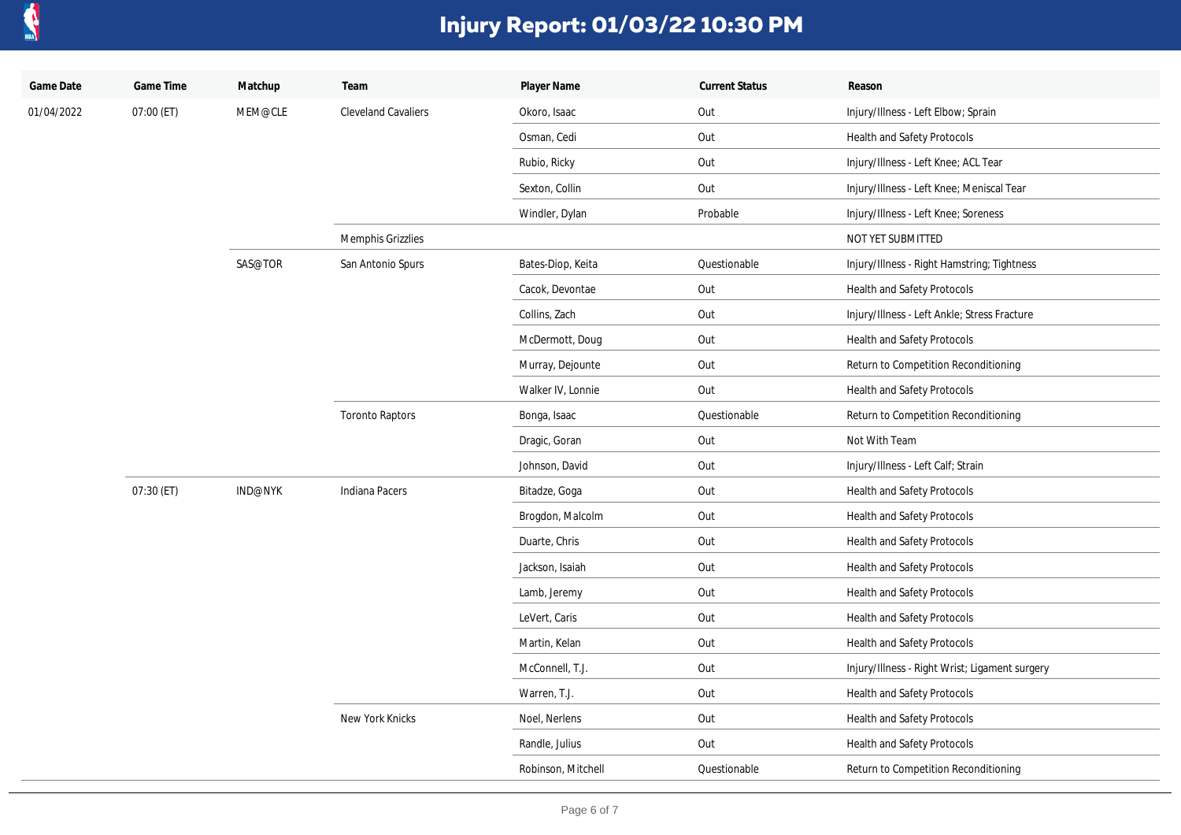# Injury Report: 01/03/22 10:30 PM

| Game Date | Game Time | Matchup | Team | Player Name | Current Status | Reason |
|---|---|---|---|---|---|---|
| 01/04/2022 | 07:00 (ET) | MEM@CLE | Cleveland Cavaliers | Okoro, Isaac | Out | Injury/Illness - Left Elbow; Sprain |
| | | | | Osman, Cedi | Out | Health and Safety Protocols |
| | | | | Rubio, Ricky | Out | Injury/Illness - Left Knee; ACL Tear |
| | | | | Sexton, Collin | Out | Injury/Illness - Left Knee; Meniscal Tear |
| | | | | Windler, Dylan | Probable | Injury/Illness - Left Knee; Soreness |
| | | | Memphis Grizzlies | | | NOT YET SUBMITTED |
| | | SAS@TOR | San Antonio Spurs | Bates-Diop, Keita | Questionable | Injury/Illness - Right Hamstring; Tightness |
| | | | | Cacok, Devontae | Out | Health and Safety Protocols |
| | | | | Collins, Zach | Out | Injury/Illness - Left Ankle; Stress Fracture |
| | | | | McDermott, Doug | Out | Health and Safety Protocols |
| | | | | Murray, Dejounte | Out | Return to Competition Reconditioning |
| | | | | Walker IV, Lonnie | Out | Health and Safety Protocols |
| | | | Toronto Raptors | Bonga, Isaac | Questionable | Return to Competition Reconditioning |
| | | | | Dragic, Goran | Out | Not With Team |
| | | | | Johnson, David | Out | Injury/Illness - Left Calf; Strain |
| | 07:30 (ET) | IND@NYK | Indiana Pacers | Bitadze, Goga | Out | Health and Safety Protocols |
| | | | | Brogdon, Malcolm | Out | Health and Safety Protocols |
| | | | | Duarte, Chris | Out | Health and Safety Protocols |
| | | | | Jackson, Isaiah | Out | Health and Safety Protocols |
| | | | | Lamb, Jeremy | Out | Health and Safety Protocols |
| | | | | LeVert, Caris | Out | Health and Safety Protocols |
| | | | | Martin, Kelan | Out | Health and Safety Protocols |
| | | | | McConnell, T.J. | Out | Injury/Illness - Right Wrist; Ligament surgery |
| | | | | Warren, T.J. | Out | Health and Safety Protocols |
| | | | New York Knicks | Noel, Nerlens | Out | Health and Safety Protocols |
| | | | | Randle, Julius | Out | Health and Safety Protocols |
| | | | | Robinson, Mitchell | Questionable | Return to Competition Reconditioning |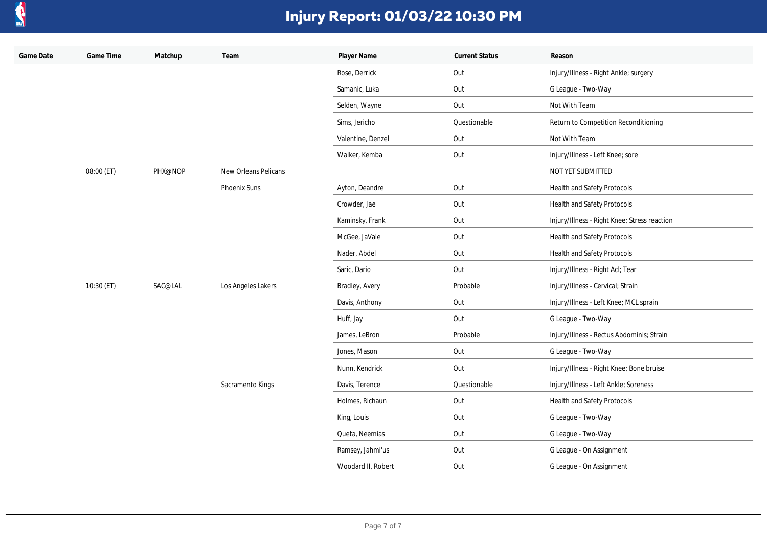# Injury Report: 01/03/22 10:30 PM

| Game Date | Game Time | Matchup | Team | Player Name | Current Status | Reason |
|---|---|---|---|---|---|---|
| | | | | Rose, Derrick | Out | Injury/Illness - Right Ankle; surgery |
| | | | | Samanic, Luka | Out | G League - Two-Way |
| | | | | Selden, Wayne | Out | Not With Team |
| | | | | Sims, Jericho | Questionable | Return to Competition Reconditioning |
| | | | | Valentine, Denzel | Out | Not With Team |
| | | | | Walker, Kemba | Out | Injury/Illness - Left Knee; sore |
| | 08:00 (ET) | PHX@NOP | New Orleans Pelicans | | | NOT YET SUBMITTED |
| | | | Phoenix Suns | Ayton, Deandre | Out | Health and Safety Protocols |
| | | | | Crowder, Jae | Out | Health and Safety Protocols |
| | | | | Kaminsky, Frank | Out | Injury/Illness - Right Knee; Stress reaction |
| | | | | McGee, JaVale | Out | Health and Safety Protocols |
| | | | | Nader, Abdel | Out | Health and Safety Protocols |
| | | | | Saric, Dario | Out | Injury/Illness - Right Acl; Tear |
| | 10:30 (ET) | SAC@LAL | Los Angeles Lakers | Bradley, Avery | Probable | Injury/Illness - Cervical; Strain |
| | | | | Davis, Anthony | Out | Injury/Illness - Left Knee; MCL sprain |
| | | | | Huff, Jay | Out | G League - Two-Way |
| | | | | James, LeBron | Probable | Injury/Illness - Rectus Abdominis; Strain |
| | | | | Jones, Mason | Out | G League - Two-Way |
| | | | | Nunn, Kendrick | Out | Injury/Illness - Right Knee; Bone bruise |
| | | | Sacramento Kings | Davis, Terence | Questionable | Injury/Illness - Left Ankle; Soreness |
| | | | | Holmes, Richaun | Out | Health and Safety Protocols |
| | | | | King, Louis | Out | G League - Two-Way |
| | | | | Queta, Neemias | Out | G League - Two-Way |
| | | | | Ramsey, Jahmi'us | Out | G League - On Assignment |
| | | | | Woodard II, Robert | Out | G League - On Assignment |